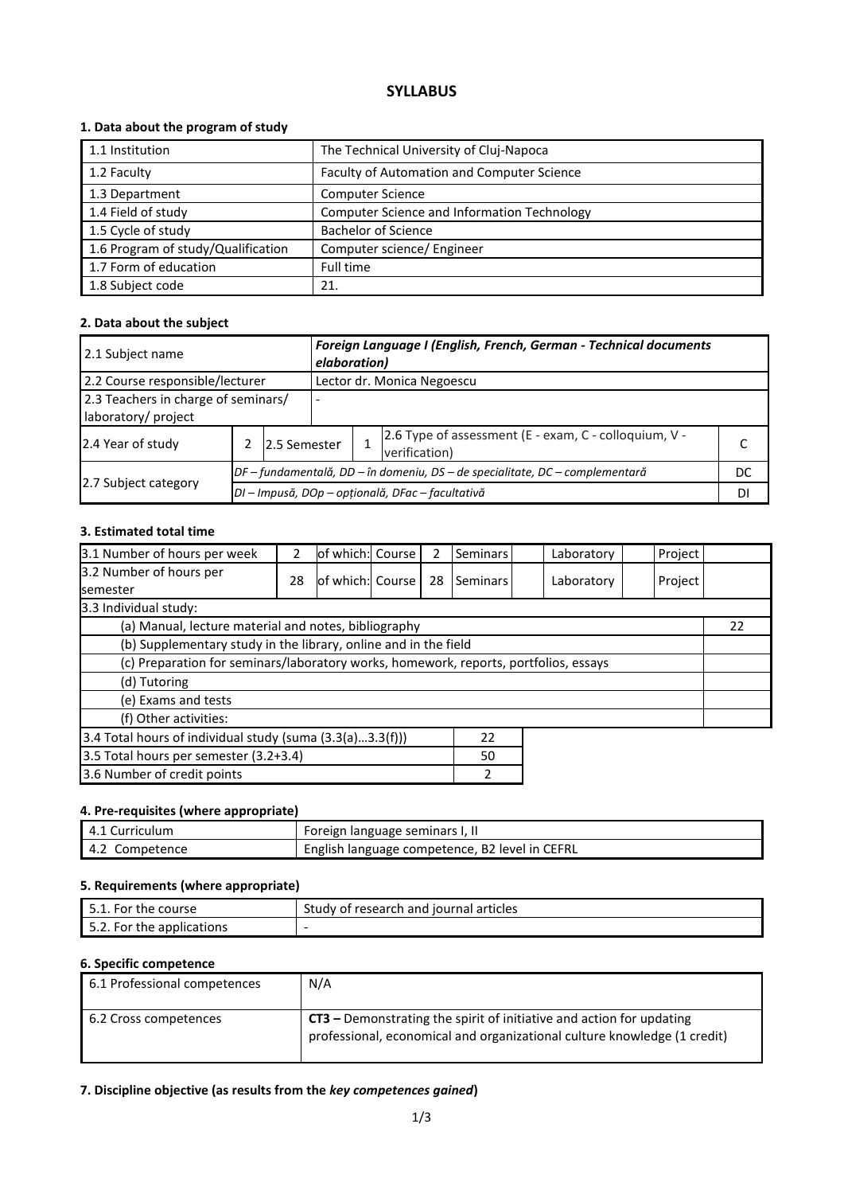# SYLLABUS

## 1. Data about the program of study

| | |
|---|---|
| 1.1 Institution | The Technical University of Cluj-Napoca |
| 1.2 Faculty | Faculty of Automation and Computer Science |
| 1.3 Department | Computer Science |
| 1.4 Field of study | Computer Science and Information Technology |
| 1.5 Cycle of study | Bachelor of Science |
| 1.6 Program of study/Qualification | Computer science/ Engineer |
| 1.7 Form of education | Full time |
| 1.8 Subject code | 21. |

## 2. Data about the subject

| | | | | | | |
|---|---|---|---|---|---|---|
| 2.1 Subject name | | | ***Foreign Language I (English, French, German - Technical documents elaboration)*** | | | |
| 2.2 Course responsible/lecturer | | | Lector dr. Monica Negoescu | | | |
| 2.3 Teachers in charge of seminars/ laboratory/ project | | | - | | | |
| 2.4 Year of study | 2 | 2.5 Semester | 1 | 2.6 Type of assessment (E - exam, C - colloquium, V - verification) | | C |
| 2.7 Subject category | *DF – fundamentală, DD – în domeniu, DS – de specialitate, DC – complementară* | | | | | DC |
| | *DI – Impusă, DOp – opțională, DFac – facultativă* | | | | | DI |

## 3. Estimated total time

| | | | | | | | | | | |
|---|---|---|---|---|---|---|---|---|---|---|
| 3.1 Number of hours per week | 2 | of which: | Course | 2 | Seminars | | Laboratory | | Project | |
| 3.2 Number of hours per semester | 28 | of which: | Course | 28 | Seminars | | Laboratory | | Project | |
| 3.3 Individual study: | | | | | | | | | | |
| (a) Manual, lecture material and notes, bibliography | | | | | | | | | | 22 |
| (b) Supplementary study in the library, online and in the field | | | | | | | | | | |
| (c) Preparation for seminars/laboratory works, homework, reports, portfolios, essays | | | | | | | | | | |
| (d) Tutoring | | | | | | | | | | |
| (e) Exams and tests | | | | | | | | | | |
| (f) Other activities: | | | | | | | | | | |

| | |
|---|---|
| 3.4 Total hours of individual study (suma (3.3(a)…3.3(f))) | 22 |
| 3.5 Total hours per semester (3.2+3.4) | 50 |
| 3.6 Number of credit points | 2 |

## 4. Pre-requisites (where appropriate)

| | |
|---|---|
| 4.1 Curriculum | Foreign language seminars I, II |
| 4.2 Competence | English language competence, B2 level in CEFRL |

## 5. Requirements (where appropriate)

| | |
|---|---|
| 5.1. For the course | Study of research and journal articles |
| 5.2. For the applications | - |

## 6. Specific competence

| | |
|---|---|
| 6.1 Professional competences | N/A |
| 6.2 Cross competences | **CT3 –** Demonstrating the spirit of initiative and action for updating professional, economical and organizational culture knowledge (1 credit) |

## 7. Discipline objective (as results from the *key competences gained*)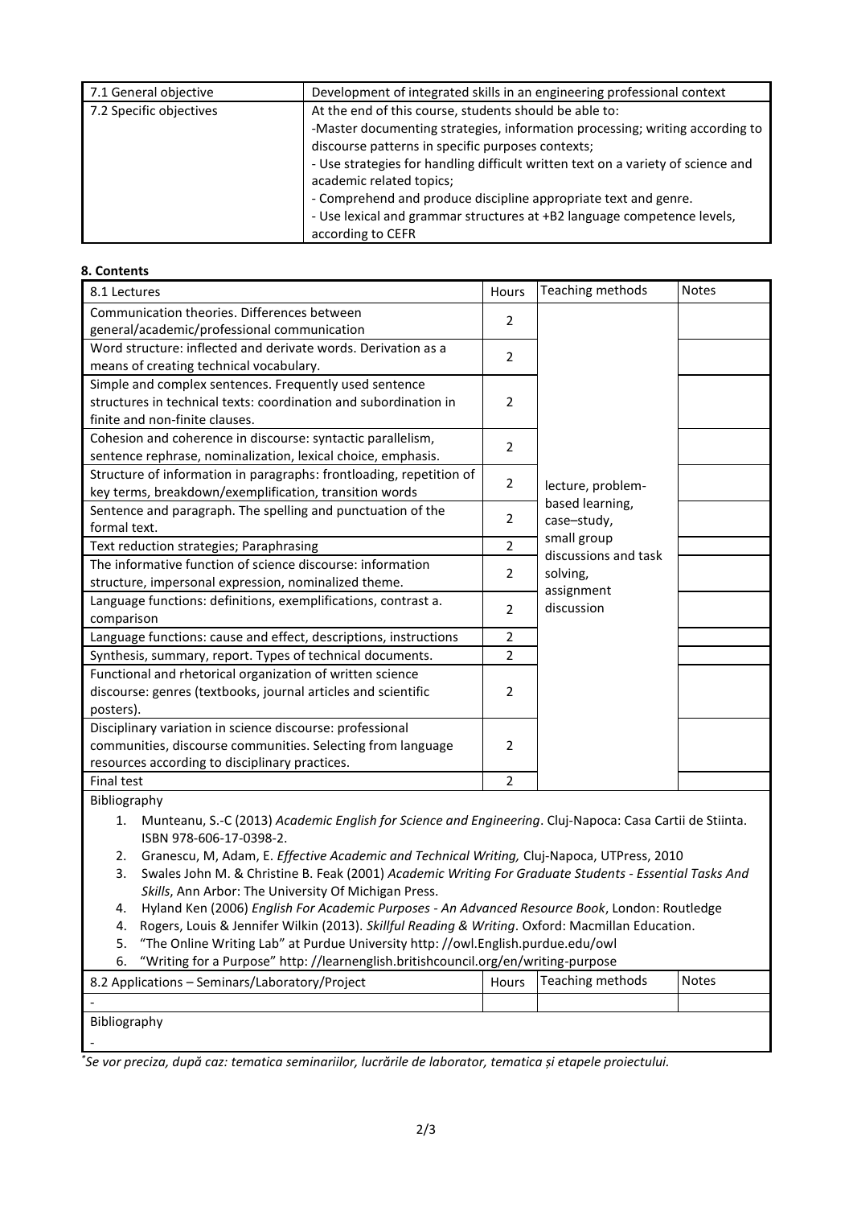| 7.1 General objective | Development of integrated skills in an engineering professional context |
| --- | --- |
| 7.2 Specific objectives | At the end of this course, students should be able to:<br>-Master documenting strategies, information processing; writing according to discourse patterns in specific purposes contexts;<br>- Use strategies for handling difficult written text on a variety of science and academic related topics;<br>- Comprehend and produce discipline appropriate text and genre.<br>- Use lexical and grammar structures at +B2 language competence levels, according to CEFR |

**8. Contents**

| 8.1 Lectures | Hours | Teaching methods | Notes |
| --- | --- | --- | --- |
| Communication theories. Differences between general/academic/professional communication | 2 | lecture, problem-based learning, case–study, small group discussions and task solving, assignment discussion | |
| Word structure: inflected and derivate words. Derivation as a means of creating technical vocabulary. | 2 | | |
| Simple and complex sentences. Frequently used sentence structures in technical texts: coordination and subordination in finite and non-finite clauses. | 2 | | |
| Cohesion and coherence in discourse: syntactic parallelism, sentence rephrase, nominalization, lexical choice, emphasis. | 2 | | |
| Structure of information in paragraphs: frontloading, repetition of key terms, breakdown/exemplification, transition words | 2 | | |
| Sentence and paragraph. The spelling and punctuation of the formal text. | 2 | | |
| Text reduction strategies; Paraphrasing | 2 | | |
| The informative function of science discourse: information structure, impersonal expression, nominalized theme. | 2 | | |
| Language functions: definitions, exemplifications, contrast a. comparison | 2 | | |
| Language functions: cause and effect, descriptions, instructions | 2 | | |
| Synthesis, summary, report. Types of technical documents. | 2 | | |
| Functional and rhetorical organization of written science discourse: genres (textbooks, journal articles and scientific posters). | 2 | | |
| Disciplinary variation in science discourse: professional communities, discourse communities. Selecting from language resources according to disciplinary practices. | 2 | | |
| Final test | 2 | | |

Bibliography

1. Munteanu, S.-C (2013) *Academic English for Science and Engineering*. Cluj-Napoca: Casa Cartii de Stiinta. ISBN 978-606-17-0398-2.
2. Granescu, M, Adam, E. *Effective Academic and Technical Writing,* Cluj-Napoca, UTPress, 2010
3. Swales John M. & Christine B. Feak (2001) *Academic Writing For Graduate Students - Essential Tasks And Skills*, Ann Arbor: The University Of Michigan Press.
4. Hyland Ken (2006) *English For Academic Purposes - An Advanced Resource Book*, London: Routledge
4. Rogers, Louis & Jennifer Wilkin (2013). *Skillful Reading & Writing*. Oxford: Macmillan Education.
5. "The Online Writing Lab" at Purdue University http: //owl.English.purdue.edu/owl
6. "Writing for a Purpose" http: //learnenglish.britishcouncil.org/en/writing-purpose

| 8.2 Applications – Seminars/Laboratory/Project | Hours | Teaching methods | Notes |
| --- | --- | --- | --- |
| - | | | |

Bibliography

-

*Se vor preciza, după caz: tematica seminariilor, lucrările de laborator, tematica și etapele proiectului.*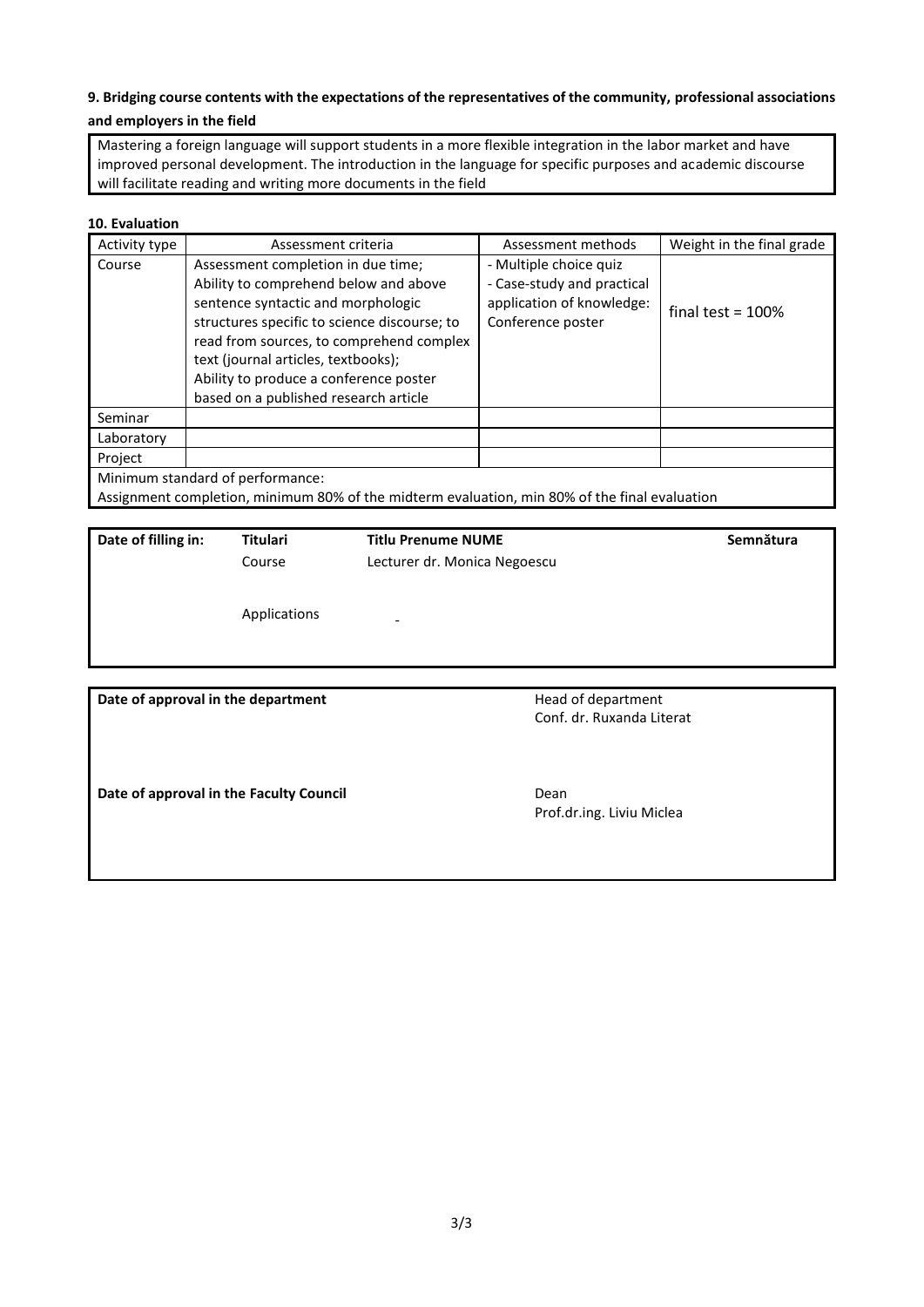**9. Bridging course contents with the expectations of the representatives of the community, professional associations and employers in the field**

Mastering a foreign language will support students in a more flexible integration in the labor market and have improved personal development. The introduction in the language for specific purposes and academic discourse will facilitate reading and writing more documents in the field

**10. Evaluation**

| Activity type | Assessment criteria | Assessment methods | Weight in the final grade |
|---|---|---|---|
| Course | Assessment completion in due time; Ability to comprehend below and above sentence syntactic and morphologic structures specific to science discourse; to read from sources, to comprehend complex text (journal articles, textbooks); Ability to produce a conference poster based on a published research article | - Multiple choice quiz - Case-study and practical application of knowledge: Conference poster | final test = 100% |
| Seminar | | | |
| Laboratory | | | |
| Project | | | |
| Minimum standard of performance: Assignment completion, minimum 80% of the midterm evaluation, min 80% of the final evaluation | | | |

| Date of filling in: | Titulari | Titlu Prenume NUME | Semnătura |
|---|---|---|---|
| | Course | Lecturer dr. Monica Negoescu | |
| | Applications | - | |

| | |
|---|---|
| **Date of approval in the department** | Head of department<br>Conf. dr. Ruxanda Literat |
| **Date of approval in the Faculty Council** | Dean<br>Prof.dr.ing. Liviu Miclea |